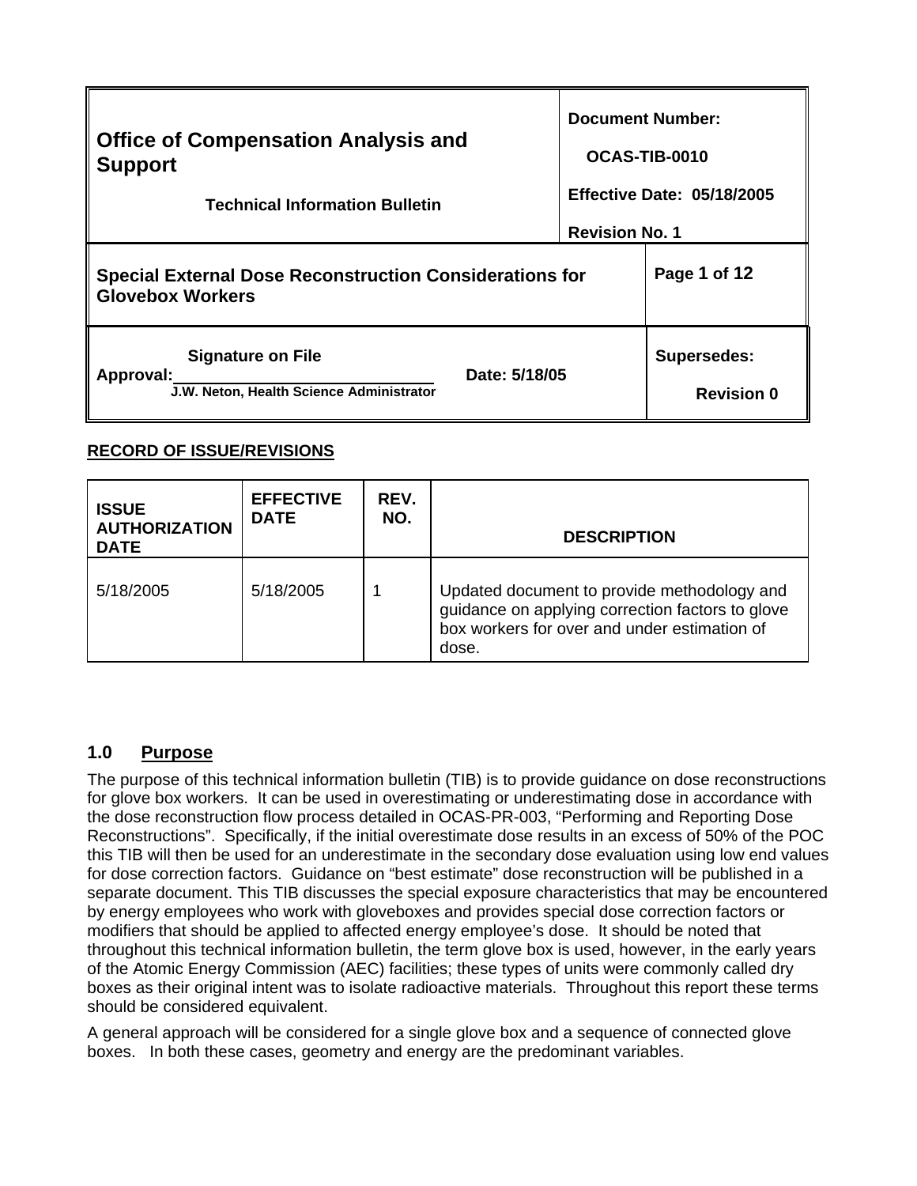| **Office of Compensation Analysis and Support**<br><br>**Technical Information Bulletin** | **Document Number:**<br>**OCAS-TIB-0010**<br>**Effective Date: 05/18/2005**<br>**Revision No. 1** |
|---|---|
| **Special External Dose Reconstruction Considerations for Glovebox Workers** | **Page 1 of 12** |
| **Signature on File**<br>**Approval:** ______________________ **Date: 5/18/05**<br>**J.W. Neton, Health Science Administrator** | **Supersedes:**<br>**Revision 0** |

**RECORD OF ISSUE/REVISIONS**

| ISSUE AUTHORIZATION DATE | EFFECTIVE DATE | REV. NO. | DESCRIPTION |
|---|---|---|---|
| 5/18/2005 | 5/18/2005 | 1 | Updated document to provide methodology and guidance on applying correction factors to glove box workers for over and under estimation of dose. |

## 1.0 Purpose

The purpose of this technical information bulletin (TIB) is to provide guidance on dose reconstructions for glove box workers. It can be used in overestimating or underestimating dose in accordance with the dose reconstruction flow process detailed in OCAS-PR-003, "Performing and Reporting Dose Reconstructions". Specifically, if the initial overestimate dose results in an excess of 50% of the POC this TIB will then be used for an underestimate in the secondary dose evaluation using low end values for dose correction factors. Guidance on "best estimate" dose reconstruction will be published in a separate document. This TIB discusses the special exposure characteristics that may be encountered by energy employees who work with gloveboxes and provides special dose correction factors or modifiers that should be applied to affected energy employee's dose. It should be noted that throughout this technical information bulletin, the term glove box is used, however, in the early years of the Atomic Energy Commission (AEC) facilities; these types of units were commonly called dry boxes as their original intent was to isolate radioactive materials. Throughout this report these terms should be considered equivalent.

A general approach will be considered for a single glove box and a sequence of connected glove boxes. In both these cases, geometry and energy are the predominant variables.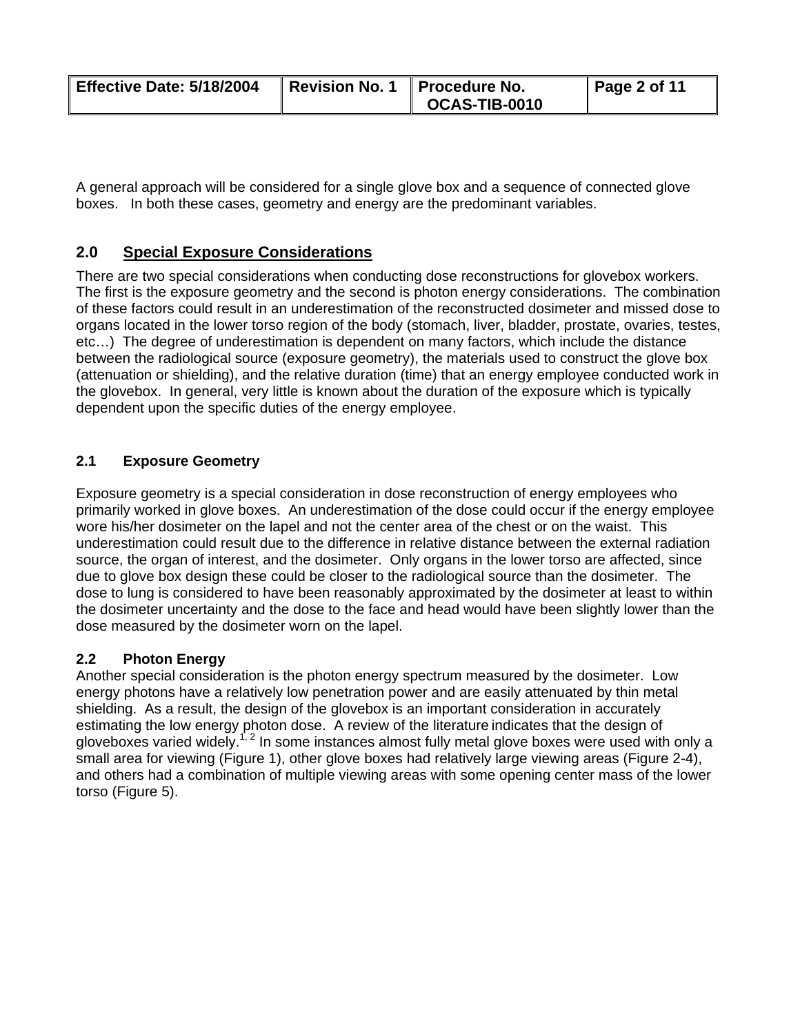A general approach will be considered for a single glove box and a sequence of connected glove boxes. In both these cases, geometry and energy are the predominant variables.

## 2.0 Special Exposure Considerations

There are two special considerations when conducting dose reconstructions for glovebox workers. The first is the exposure geometry and the second is photon energy considerations. The combination of these factors could result in an underestimation of the reconstructed dosimeter and missed dose to organs located in the lower torso region of the body (stomach, liver, bladder, prostate, ovaries, testes, etc…) The degree of underestimation is dependent on many factors, which include the distance between the radiological source (exposure geometry), the materials used to construct the glove box (attenuation or shielding), and the relative duration (time) that an energy employee conducted work in the glovebox. In general, very little is known about the duration of the exposure which is typically dependent upon the specific duties of the energy employee.

### 2.1 Exposure Geometry

Exposure geometry is a special consideration in dose reconstruction of energy employees who primarily worked in glove boxes. An underestimation of the dose could occur if the energy employee wore his/her dosimeter on the lapel and not the center area of the chest or on the waist. This underestimation could result due to the difference in relative distance between the external radiation source, the organ of interest, and the dosimeter. Only organs in the lower torso are affected, since due to glove box design these could be closer to the radiological source than the dosimeter. The dose to lung is considered to have been reasonably approximated by the dosimeter at least to within the dosimeter uncertainty and the dose to the face and head would have been slightly lower than the dose measured by the dosimeter worn on the lapel.

### 2.2 Photon Energy

Another special consideration is the photon energy spectrum measured by the dosimeter. Low energy photons have a relatively low penetration power and are easily attenuated by thin metal shielding. As a result, the design of the glovebox is an important consideration in accurately estimating the low energy photon dose. A review of the literature indicates that the design of gloveboxes varied widely.[1, 2] In some instances almost fully metal glove boxes were used with only a small area for viewing (Figure 1), other glove boxes had relatively large viewing areas (Figure 2-4), and others had a combination of multiple viewing areas with some opening center mass of the lower torso (Figure 5).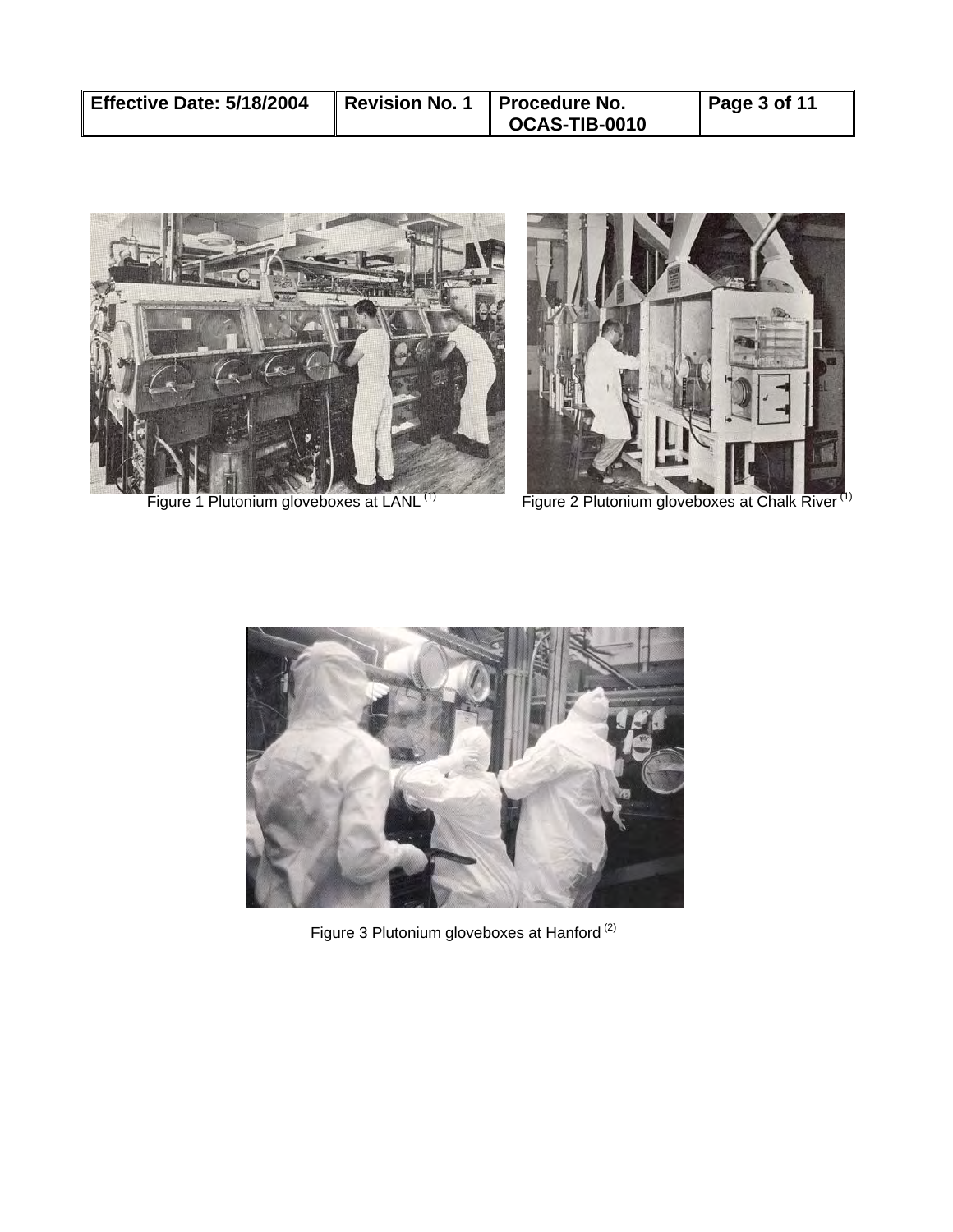Figure 1 Plutonium gloveboxes at LANL [(1)]

Figure 2 Plutonium gloveboxes at Chalk River [(1)]

Figure 3 Plutonium gloveboxes at Hanford [(2)]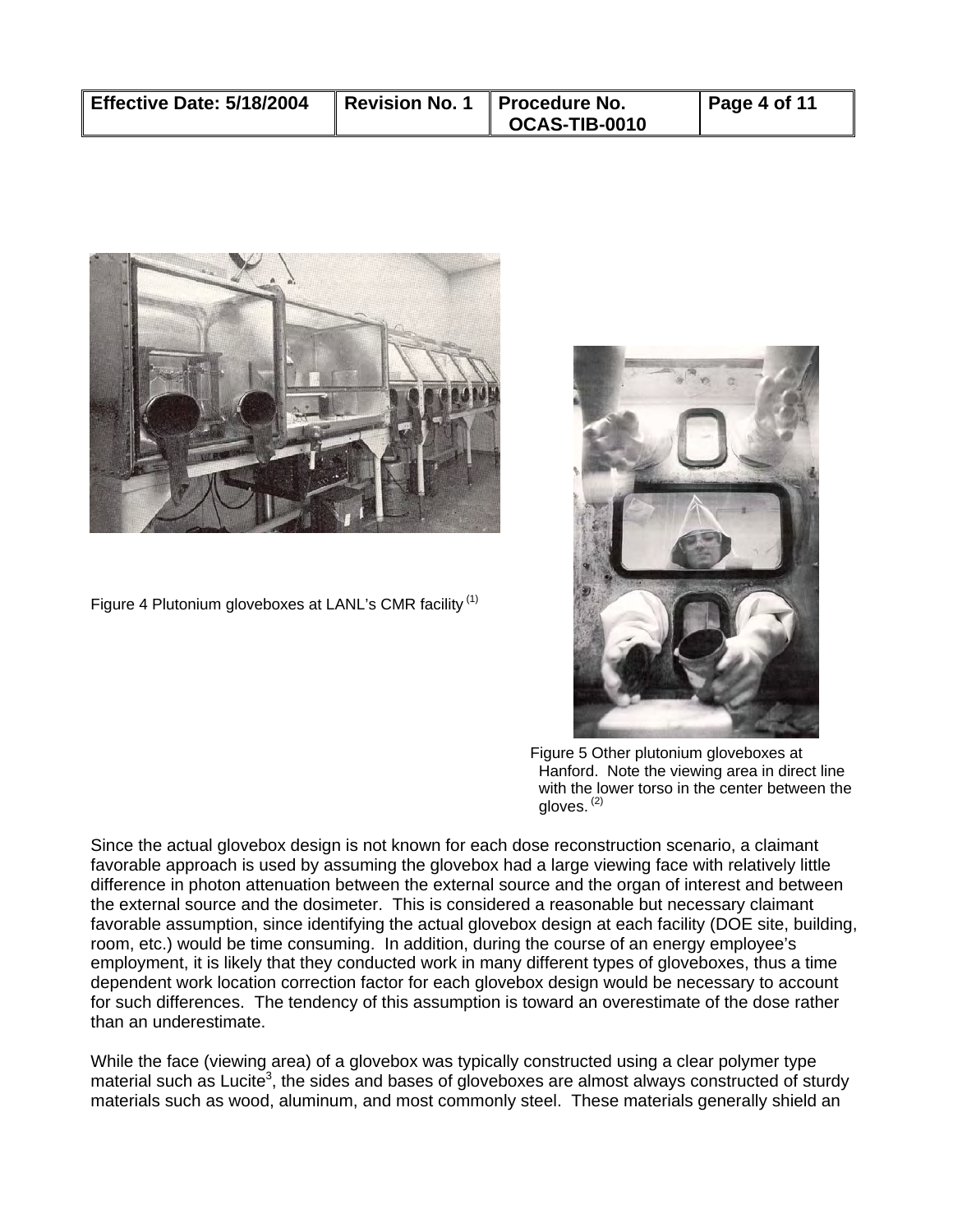Figure 4 Plutonium gloveboxes at LANL's CMR facility [(1)]

Figure 5 Other plutonium gloveboxes at Hanford. Note the viewing area in direct line with the lower torso in the center between the gloves. [(2)]

Since the actual glovebox design is not known for each dose reconstruction scenario, a claimant favorable approach is used by assuming the glovebox had a large viewing face with relatively little difference in photon attenuation between the external source and the organ of interest and between the external source and the dosimeter. This is considered a reasonable but necessary claimant favorable assumption, since identifying the actual glovebox design at each facility (DOE site, building, room, etc.) would be time consuming. In addition, during the course of an energy employee's employment, it is likely that they conducted work in many different types of gloveboxes, thus a time dependent work location correction factor for each glovebox design would be necessary to account for such differences. The tendency of this assumption is toward an overestimate of the dose rather than an underestimate.

While the face (viewing area) of a glovebox was typically constructed using a clear polymer type material such as Lucite[3], the sides and bases of gloveboxes are almost always constructed of sturdy materials such as wood, aluminum, and most commonly steel. These materials generally shield an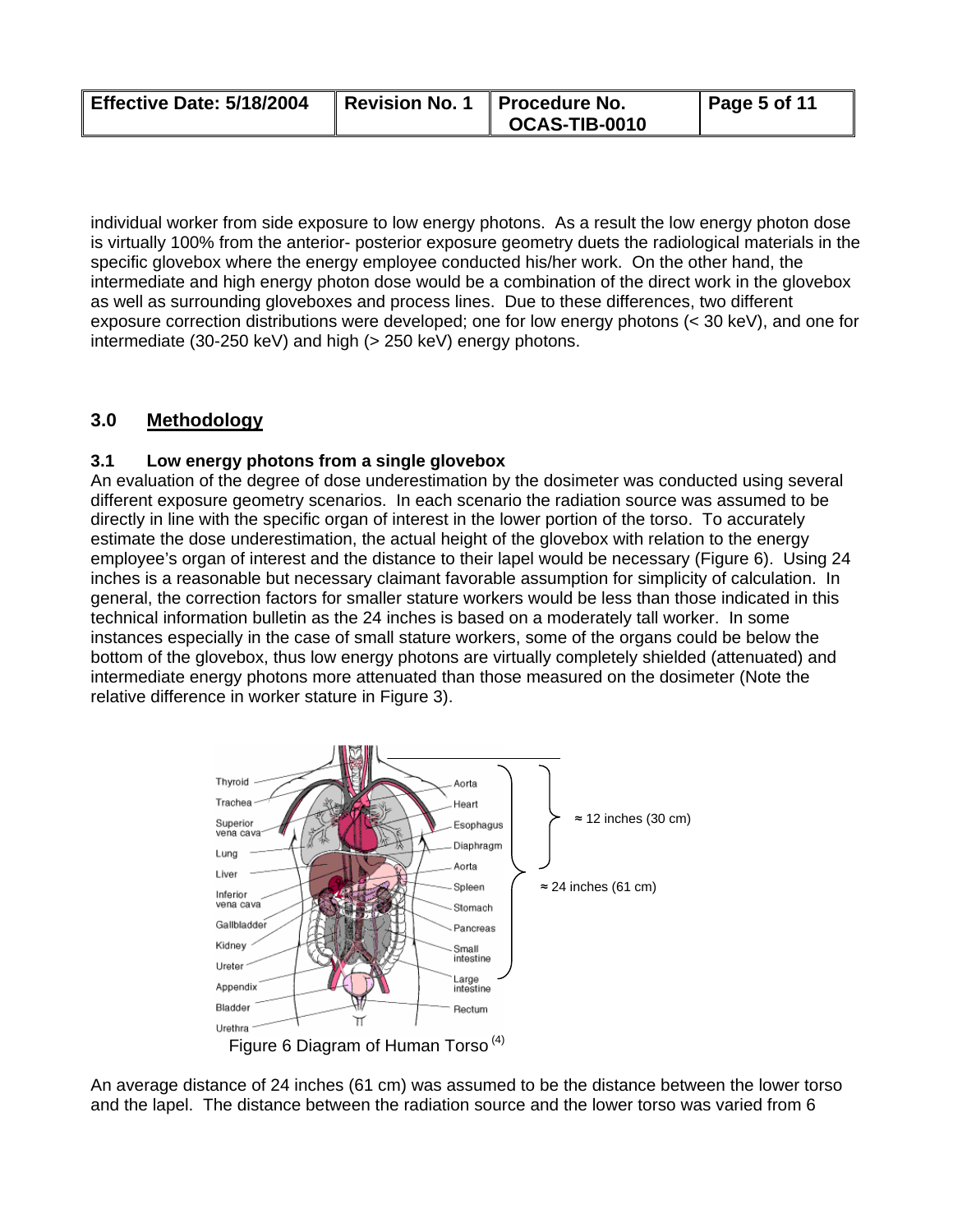individual worker from side exposure to low energy photons. As a result the low energy photon dose is virtually 100% from the anterior- posterior exposure geometry duets the radiological materials in the specific glovebox where the energy employee conducted his/her work. On the other hand, the intermediate and high energy photon dose would be a combination of the direct work in the glovebox as well as surrounding gloveboxes and process lines. Due to these differences, two different exposure correction distributions were developed; one for low energy photons (< 30 keV), and one for intermediate (30-250 keV) and high (> 250 keV) energy photons.

## 3.0 Methodology

### 3.1 Low energy photons from a single glovebox

An evaluation of the degree of dose underestimation by the dosimeter was conducted using several different exposure geometry scenarios. In each scenario the radiation source was assumed to be directly in line with the specific organ of interest in the lower portion of the torso. To accurately estimate the dose underestimation, the actual height of the glovebox with relation to the energy employee's organ of interest and the distance to their lapel would be necessary (Figure 6). Using 24 inches is a reasonable but necessary claimant favorable assumption for simplicity of calculation. In general, the correction factors for smaller stature workers would be less than those indicated in this technical information bulletin as the 24 inches is based on a moderately tall worker. In some instances especially in the case of small stature workers, some of the organs could be below the bottom of the glovebox, thus low energy photons are virtually completely shielded (attenuated) and intermediate energy photons more attenuated than those measured on the dosimeter (Note the relative difference in worker stature in Figure 3).

Figure 6 Diagram of Human Torso [4]

An average distance of 24 inches (61 cm) was assumed to be the distance between the lower torso and the lapel. The distance between the radiation source and the lower torso was varied from 6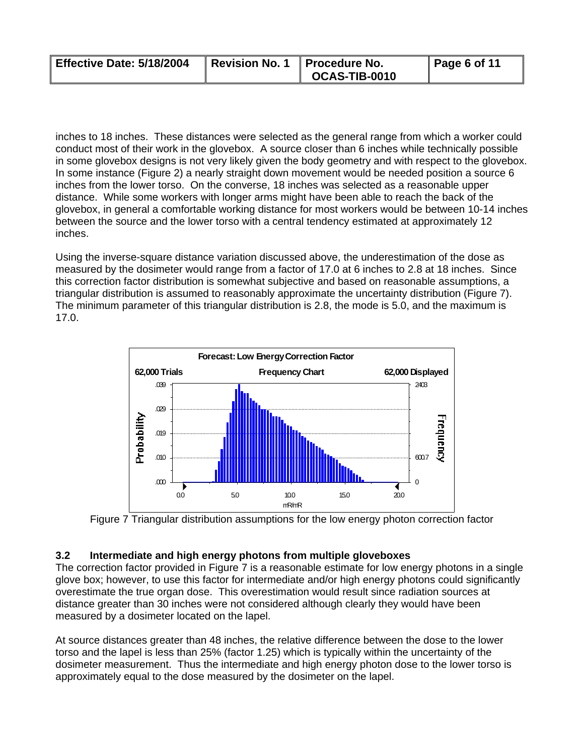inches to 18 inches. These distances were selected as the general range from which a worker could conduct most of their work in the glovebox. A source closer than 6 inches while technically possible in some glovebox designs is not very likely given the body geometry and with respect to the glovebox. In some instance (Figure 2) a nearly straight down movement would be needed position a source 6 inches from the lower torso. On the converse, 18 inches was selected as a reasonable upper distance. While some workers with longer arms might have been able to reach the back of the glovebox, in general a comfortable working distance for most workers would be between 10-14 inches between the source and the lower torso with a central tendency estimated at approximately 12 inches.

Using the inverse-square distance variation discussed above, the underestimation of the dose as measured by the dosimeter would range from a factor of 17.0 at 6 inches to 2.8 at 18 inches. Since this correction factor distribution is somewhat subjective and based on reasonable assumptions, a triangular distribution is assumed to reasonably approximate the uncertainty distribution (Figure 7). The minimum parameter of this triangular distribution is 2.8, the mode is 5.0, and the maximum is 17.0.

Figure 7 Triangular distribution assumptions for the low energy photon correction factor

### 3.2 Intermediate and high energy photons from multiple gloveboxes

The correction factor provided in Figure 7 is a reasonable estimate for low energy photons in a single glove box; however, to use this factor for intermediate and/or high energy photons could significantly overestimate the true organ dose. This overestimation would result since radiation sources at distance greater than 30 inches were not considered although clearly they would have been measured by a dosimeter located on the lapel.

At source distances greater than 48 inches, the relative difference between the dose to the lower torso and the lapel is less than 25% (factor 1.25) which is typically within the uncertainty of the dosimeter measurement. Thus the intermediate and high energy photon dose to the lower torso is approximately equal to the dose measured by the dosimeter on the lapel.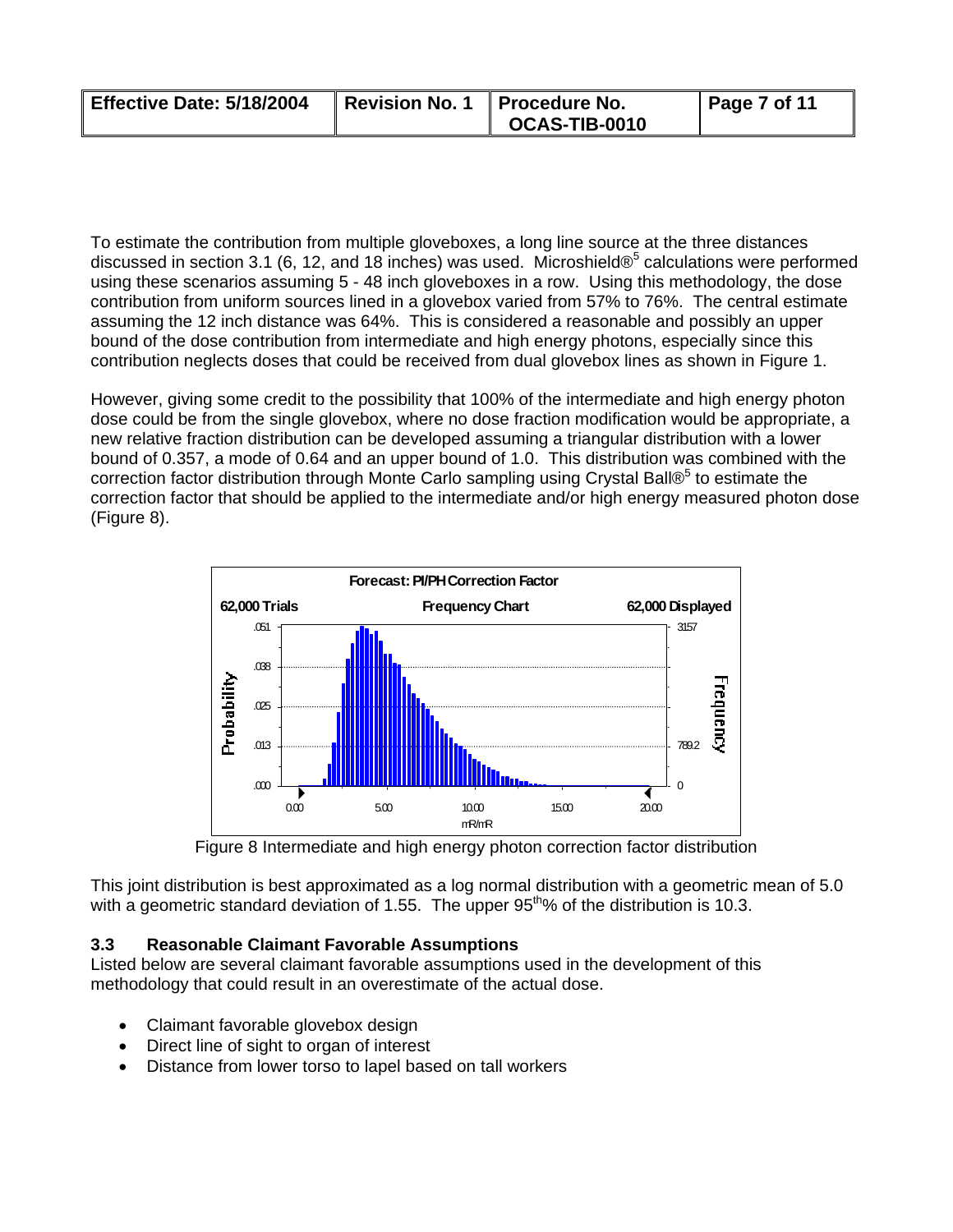To estimate the contribution from multiple gloveboxes, a long line source at the three distances discussed in section 3.1 (6, 12, and 18 inches) was used. Microshield®[5] calculations were performed using these scenarios assuming 5 - 48 inch gloveboxes in a row. Using this methodology, the dose contribution from uniform sources lined in a glovebox varied from 57% to 76%. The central estimate assuming the 12 inch distance was 64%. This is considered a reasonable and possibly an upper bound of the dose contribution from intermediate and high energy photons, especially since this contribution neglects doses that could be received from dual glovebox lines as shown in Figure 1.

However, giving some credit to the possibility that 100% of the intermediate and high energy photon dose could be from the single glovebox, where no dose fraction modification would be appropriate, a new relative fraction distribution can be developed assuming a triangular distribution with a lower bound of 0.357, a mode of 0.64 and an upper bound of 1.0. This distribution was combined with the correction factor distribution through Monte Carlo sampling using Crystal Ball®[5] to estimate the correction factor that should be applied to the intermediate and/or high energy measured photon dose (Figure 8).

Figure 8 Intermediate and high energy photon correction factor distribution

This joint distribution is best approximated as a log normal distribution with a geometric mean of 5.0 with a geometric standard deviation of 1.55. The upper $95^{th}$% of the distribution is 10.3.

### 3.3 Reasonable Claimant Favorable Assumptions

Listed below are several claimant favorable assumptions used in the development of this methodology that could result in an overestimate of the actual dose.

- Claimant favorable glovebox design
- Direct line of sight to organ of interest
- Distance from lower torso to lapel based on tall workers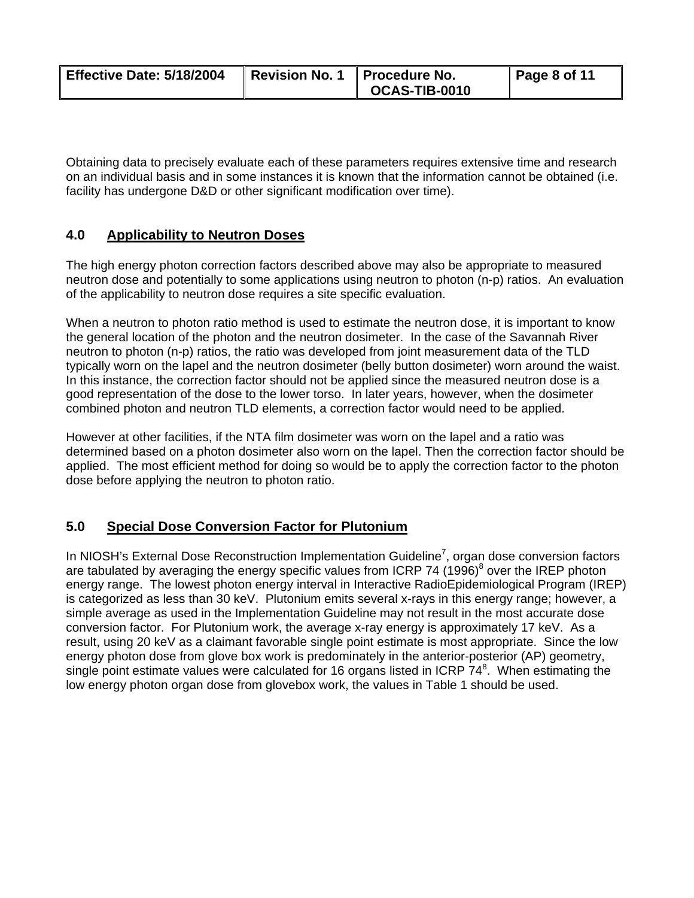Obtaining data to precisely evaluate each of these parameters requires extensive time and research on an individual basis and in some instances it is known that the information cannot be obtained (i.e. facility has undergone D&D or other significant modification over time).

## 4.0 Applicability to Neutron Doses

The high energy photon correction factors described above may also be appropriate to measured neutron dose and potentially to some applications using neutron to photon (n-p) ratios. An evaluation of the applicability to neutron dose requires a site specific evaluation.

When a neutron to photon ratio method is used to estimate the neutron dose, it is important to know the general location of the photon and the neutron dosimeter. In the case of the Savannah River neutron to photon (n-p) ratios, the ratio was developed from joint measurement data of the TLD typically worn on the lapel and the neutron dosimeter (belly button dosimeter) worn around the waist. In this instance, the correction factor should not be applied since the measured neutron dose is a good representation of the dose to the lower torso. In later years, however, when the dosimeter combined photon and neutron TLD elements, a correction factor would need to be applied.

However at other facilities, if the NTA film dosimeter was worn on the lapel and a ratio was determined based on a photon dosimeter also worn on the lapel. Then the correction factor should be applied. The most efficient method for doing so would be to apply the correction factor to the photon dose before applying the neutron to photon ratio.

## 5.0 Special Dose Conversion Factor for Plutonium

In NIOSH's External Dose Reconstruction Implementation Guideline[7], organ dose conversion factors are tabulated by averaging the energy specific values from ICRP 74 (1996)[8] over the IREP photon energy range. The lowest photon energy interval in Interactive RadioEpidemiological Program (IREP) is categorized as less than 30 keV. Plutonium emits several x-rays in this energy range; however, a simple average as used in the Implementation Guideline may not result in the most accurate dose conversion factor. For Plutonium work, the average x-ray energy is approximately 17 keV. As a result, using 20 keV as a claimant favorable single point estimate is most appropriate. Since the low energy photon dose from glove box work is predominately in the anterior-posterior (AP) geometry, single point estimate values were calculated for 16 organs listed in ICRP 74[8]. When estimating the low energy photon organ dose from glovebox work, the values in Table 1 should be used.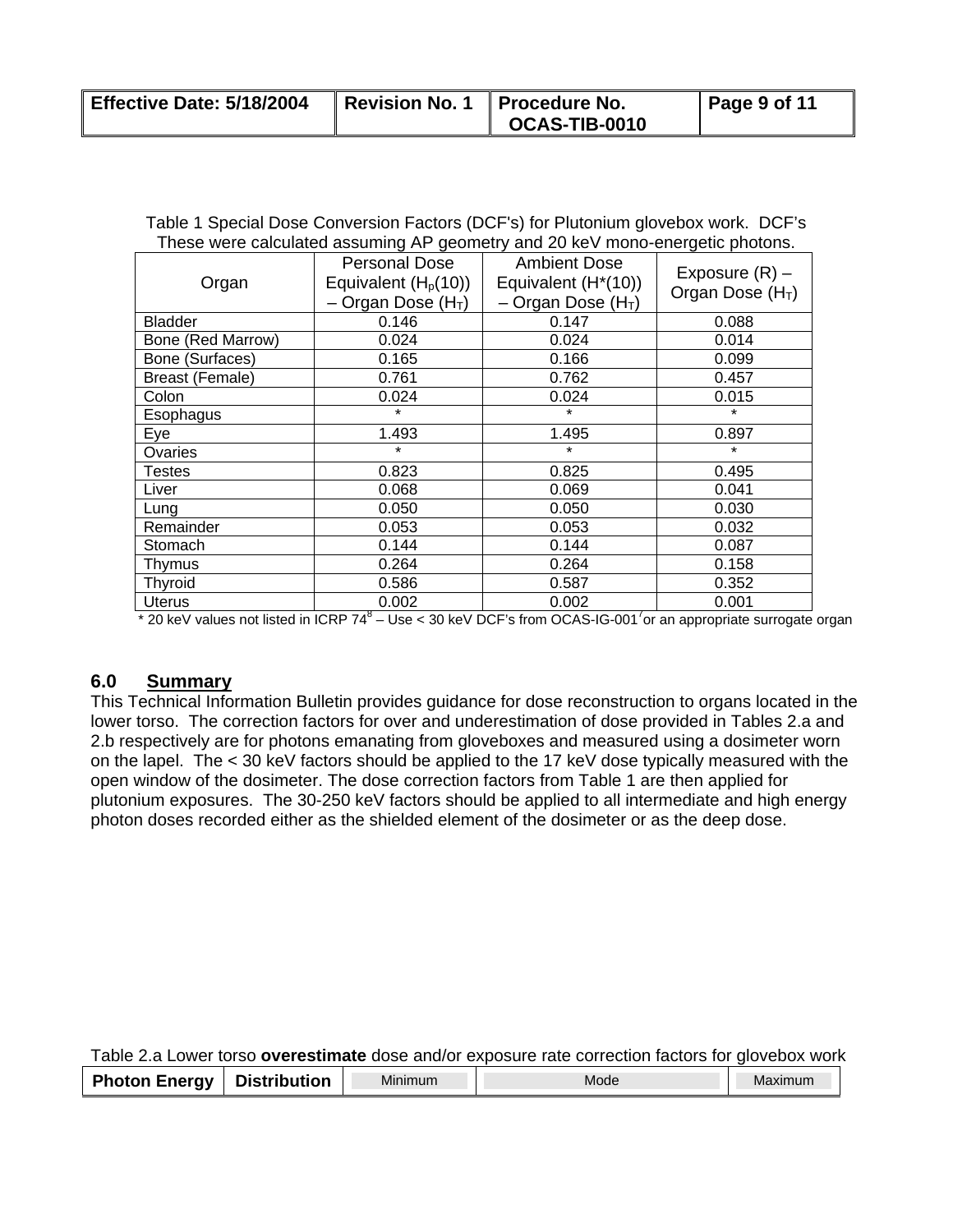Table 1 Special Dose Conversion Factors (DCF's) for Plutonium glovebox work. DCF's These were calculated assuming AP geometry and 20 keV mono-energetic photons.

| Organ | Personal Dose Equivalent ($H_p(10)$) – Organ Dose ($H_T$) | Ambient Dose Equivalent ($H^*(10)$) – Organ Dose ($H_T$) | Exposure (R) – Organ Dose ($H_T$) |
|---|---|---|---|
| Bladder | 0.146 | 0.147 | 0.088 |
| Bone (Red Marrow) | 0.024 | 0.024 | 0.014 |
| Bone (Surfaces) | 0.165 | 0.166 | 0.099 |
| Breast (Female) | 0.761 | 0.762 | 0.457 |
| Colon | 0.024 | 0.024 | 0.015 |
| Esophagus | * | * | * |
| Eye | 1.493 | 1.495 | 0.897 |
| Ovaries | * | * | * |
| Testes | 0.823 | 0.825 | 0.495 |
| Liver | 0.068 | 0.069 | 0.041 |
| Lung | 0.050 | 0.050 | 0.030 |
| Remainder | 0.053 | 0.053 | 0.032 |
| Stomach | 0.144 | 0.144 | 0.087 |
| Thymus | 0.264 | 0.264 | 0.158 |
| Thyroid | 0.586 | 0.587 | 0.352 |
| Uterus | 0.002 | 0.002 | 0.001 |

* 20 keV values not listed in ICRP 74[8] – Use < 30 keV DCF's from OCAS-IG-001[7] or an appropriate surrogate organ

## 6.0 Summary

This Technical Information Bulletin provides guidance for dose reconstruction to organs located in the lower torso. The correction factors for over and underestimation of dose provided in Tables 2.a and 2.b respectively are for photons emanating from gloveboxes and measured using a dosimeter worn on the lapel. The < 30 keV factors should be applied to the 17 keV dose typically measured with the open window of the dosimeter. The dose correction factors from Table 1 are then applied for plutonium exposures. The 30-250 keV factors should be applied to all intermediate and high energy photon doses recorded either as the shielded element of the dosimeter or as the deep dose.

Table 2.a Lower torso **overestimate** dose and/or exposure rate correction factors for glovebox work

| Photon Energy | Distribution | Minimum | Mode | Maximum |
|---|---|---|---|---|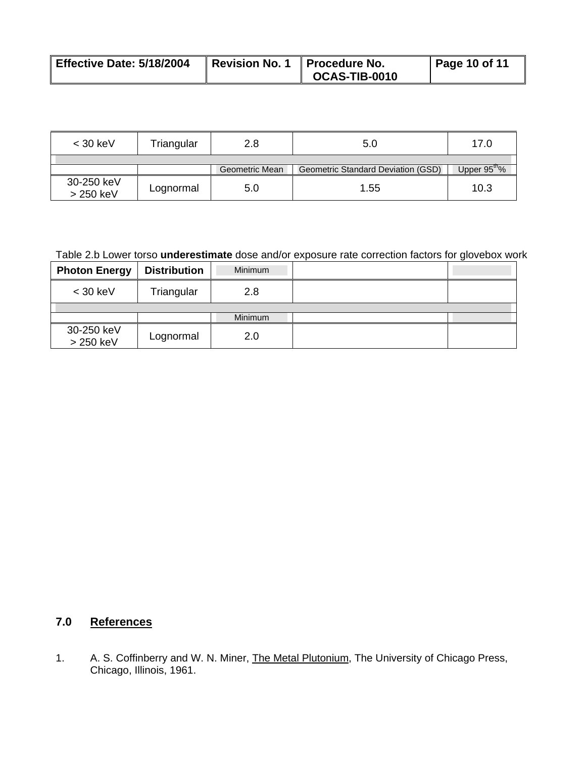| | | | | |
|---|---|---|---|---|
| < 30 keV | Triangular | 2.8 | 5.0 | 17.0 |
| | | | | |
| | | Geometric Mean | Geometric Standard Deviation (GSD) | Upper 95$^{th}$% |
| 30-250 keV<br>> 250 keV | Lognormal | 5.0 | 1.55 | 10.3 |

Table 2.b Lower torso **underestimate** dose and/or exposure rate correction factors for glovebox work

| Photon Energy | Distribution | Minimum | | |
|---|---|---|---|---|
| < 30 keV | Triangular | 2.8 | | |
| | | | | |
| | | Minimum | | |
| 30-250 keV<br>> 250 keV | Lognormal | 2.0 | | |

## 7.0 References

1. A. S. Coffinberry and W. N. Miner, The Metal Plutonium, The University of Chicago Press, Chicago, Illinois, 1961.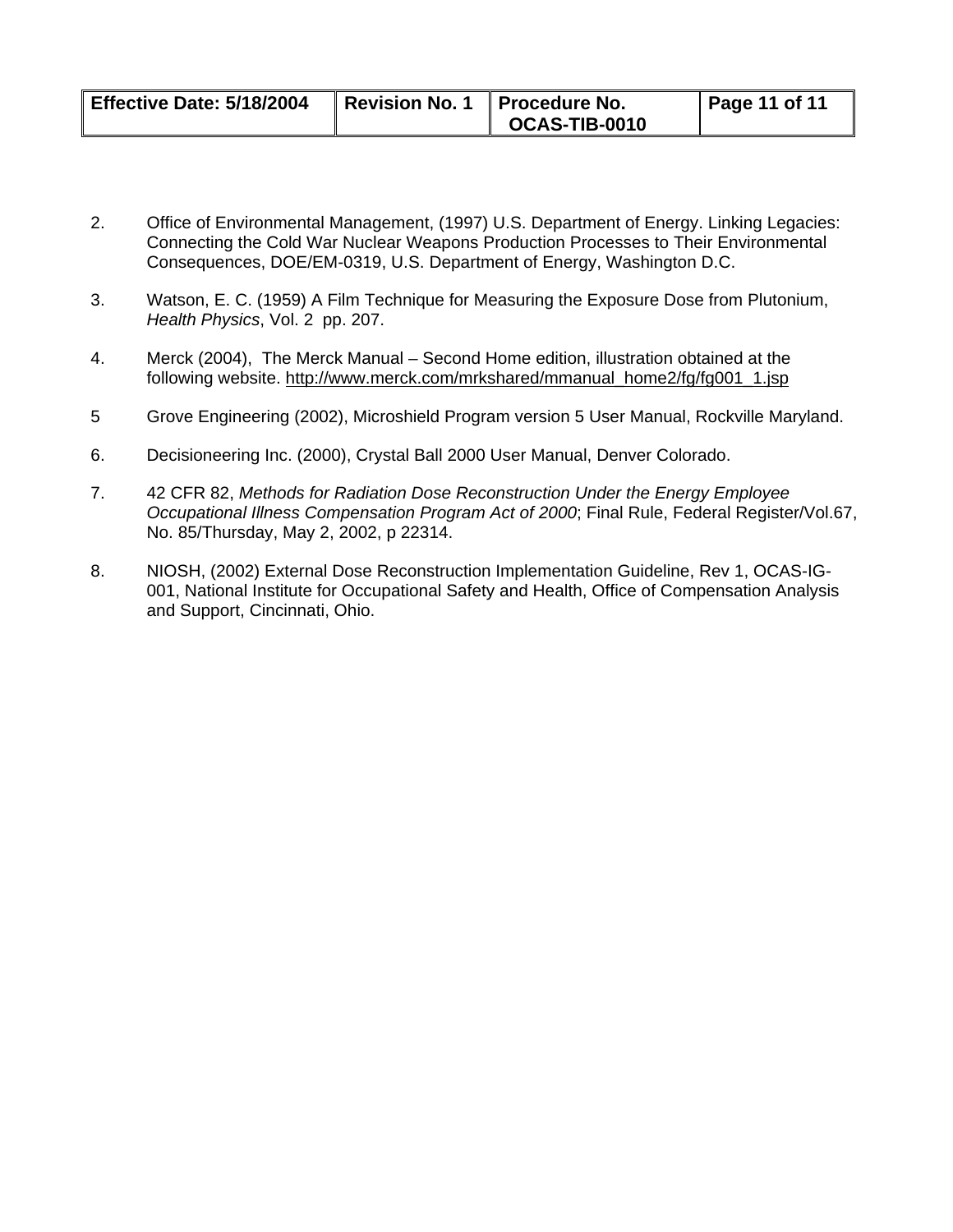2. Office of Environmental Management, (1997) U.S. Department of Energy. Linking Legacies: Connecting the Cold War Nuclear Weapons Production Processes to Their Environmental Consequences, DOE/EM-0319, U.S. Department of Energy, Washington D.C.

3. Watson, E. C. (1959) A Film Technique for Measuring the Exposure Dose from Plutonium, *Health Physics*, Vol. 2 pp. 207.

4. Merck (2004), The Merck Manual – Second Home edition, illustration obtained at the following website. http://www.merck.com/mrkshared/mmanual_home2/fg/fg001_1.jsp

5 Grove Engineering (2002), Microshield Program version 5 User Manual, Rockville Maryland.

6. Decisioneering Inc. (2000), Crystal Ball 2000 User Manual, Denver Colorado.

7. 42 CFR 82, *Methods for Radiation Dose Reconstruction Under the Energy Employee Occupational Illness Compensation Program Act of 2000*; Final Rule, Federal Register/Vol.67, No. 85/Thursday, May 2, 2002, p 22314.

8. NIOSH, (2002) External Dose Reconstruction Implementation Guideline, Rev 1, OCAS-IG-001, National Institute for Occupational Safety and Health, Office of Compensation Analysis and Support, Cincinnati, Ohio.